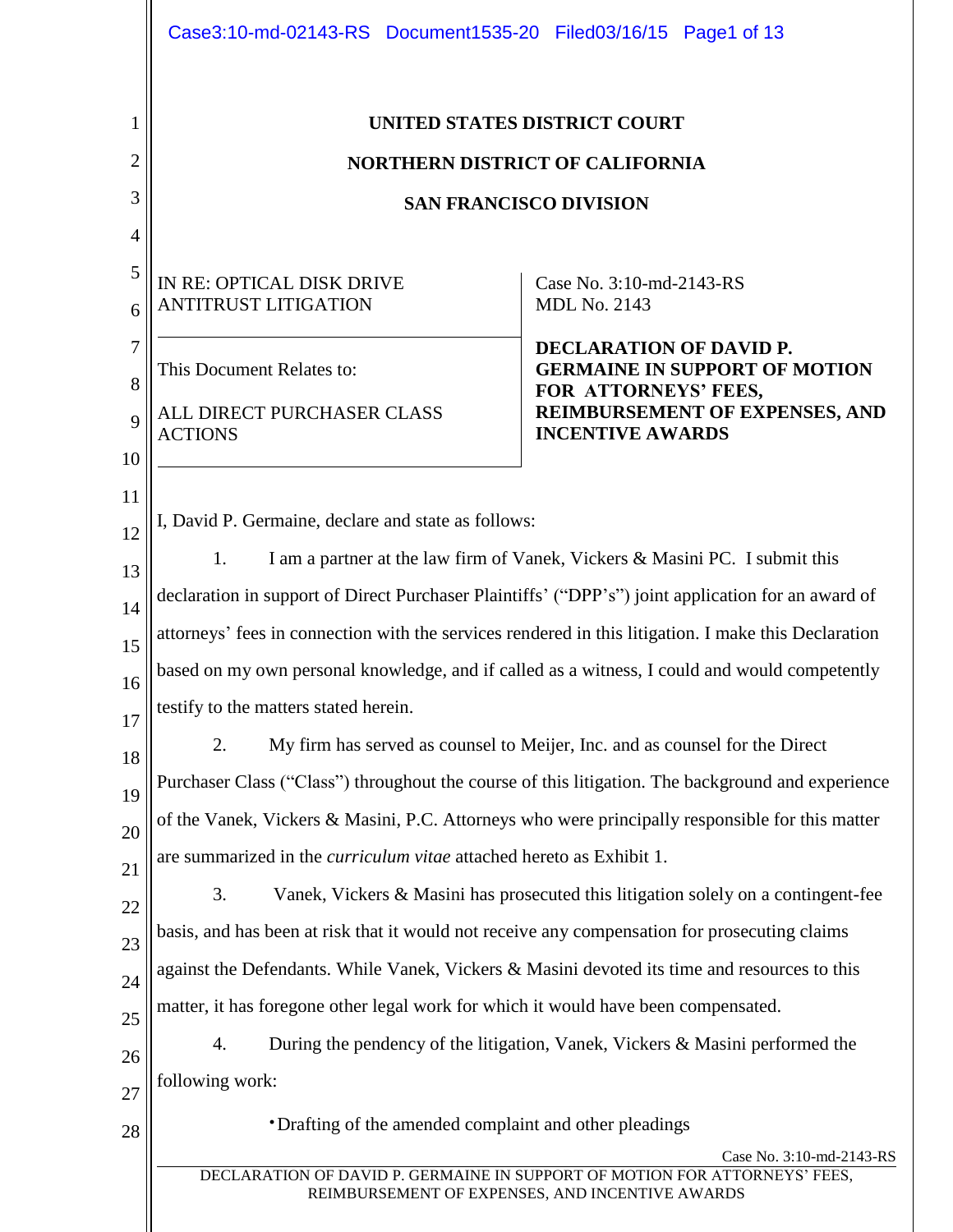**UNITED STATES DISTRICT COURT**

**NORTHERN DISTRICT OF CALIFORNIA**

**SAN FRANCISCO DIVISION**

| | |
|---|---|
| IN RE: OPTICAL DISK DRIVE ANTITRUST LITIGATION | Case No. 3:10-md-2143-RS<br>MDL No. 2143 |
| This Document Relates to:<br><br>ALL DIRECT PURCHASER CLASS ACTIONS | **DECLARATION OF DAVID P. GERMAINE IN SUPPORT OF MOTION FOR ATTORNEYS' FEES, REIMBURSEMENT OF EXPENSES, AND INCENTIVE AWARDS** |

I, David P. Germaine, declare and state as follows:

1. I am a partner at the law firm of Vanek, Vickers & Masini PC. I submit this declaration in support of Direct Purchaser Plaintiffs' ("DPP's") joint application for an award of attorneys' fees in connection with the services rendered in this litigation. I make this Declaration based on my own personal knowledge, and if called as a witness, I could and would competently testify to the matters stated herein.

2. My firm has served as counsel to Meijer, Inc. and as counsel for the Direct Purchaser Class ("Class") throughout the course of this litigation. The background and experience of the Vanek, Vickers & Masini, P.C. Attorneys who were principally responsible for this matter are summarized in the *curriculum vitae* attached hereto as Exhibit 1.

3. Vanek, Vickers & Masini has prosecuted this litigation solely on a contingent-fee basis, and has been at risk that it would not receive any compensation for prosecuting claims against the Defendants. While Vanek, Vickers & Masini devoted its time and resources to this matter, it has foregone other legal work for which it would have been compensated.

4. During the pendency of the litigation, Vanek, Vickers & Masini performed the following work:

- Drafting of the amended complaint and other pleadings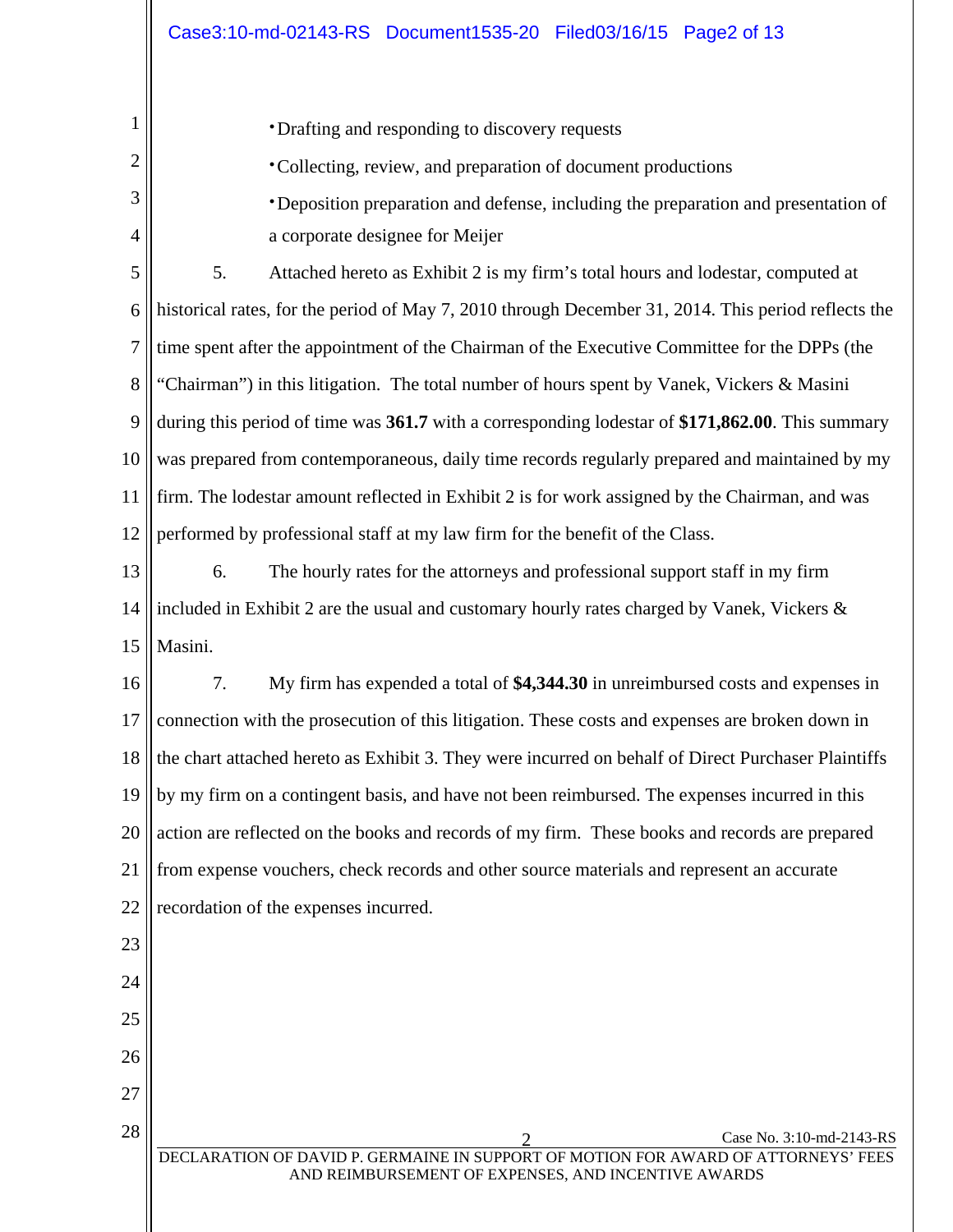- Drafting and responding to discovery requests
- Collecting, review, and preparation of document productions
- Deposition preparation and defense, including the preparation and presentation of a corporate designee for Meijer

5. Attached hereto as Exhibit 2 is my firm's total hours and lodestar, computed at historical rates, for the period of May 7, 2010 through December 31, 2014. This period reflects the time spent after the appointment of the Chairman of the Executive Committee for the DPPs (the "Chairman") in this litigation. The total number of hours spent by Vanek, Vickers & Masini during this period of time was **361.7** with a corresponding lodestar of **$171,862.00**. This summary was prepared from contemporaneous, daily time records regularly prepared and maintained by my firm. The lodestar amount reflected in Exhibit 2 is for work assigned by the Chairman, and was performed by professional staff at my law firm for the benefit of the Class.

6. The hourly rates for the attorneys and professional support staff in my firm included in Exhibit 2 are the usual and customary hourly rates charged by Vanek, Vickers & Masini.

7. My firm has expended a total of **$4,344.30** in unreimbursed costs and expenses in connection with the prosecution of this litigation. These costs and expenses are broken down in the chart attached hereto as Exhibit 3. They were incurred on behalf of Direct Purchaser Plaintiffs by my firm on a contingent basis, and have not been reimbursed. The expenses incurred in this action are reflected on the books and records of my firm. These books and records are prepared from expense vouchers, check records and other source materials and represent an accurate recordation of the expenses incurred.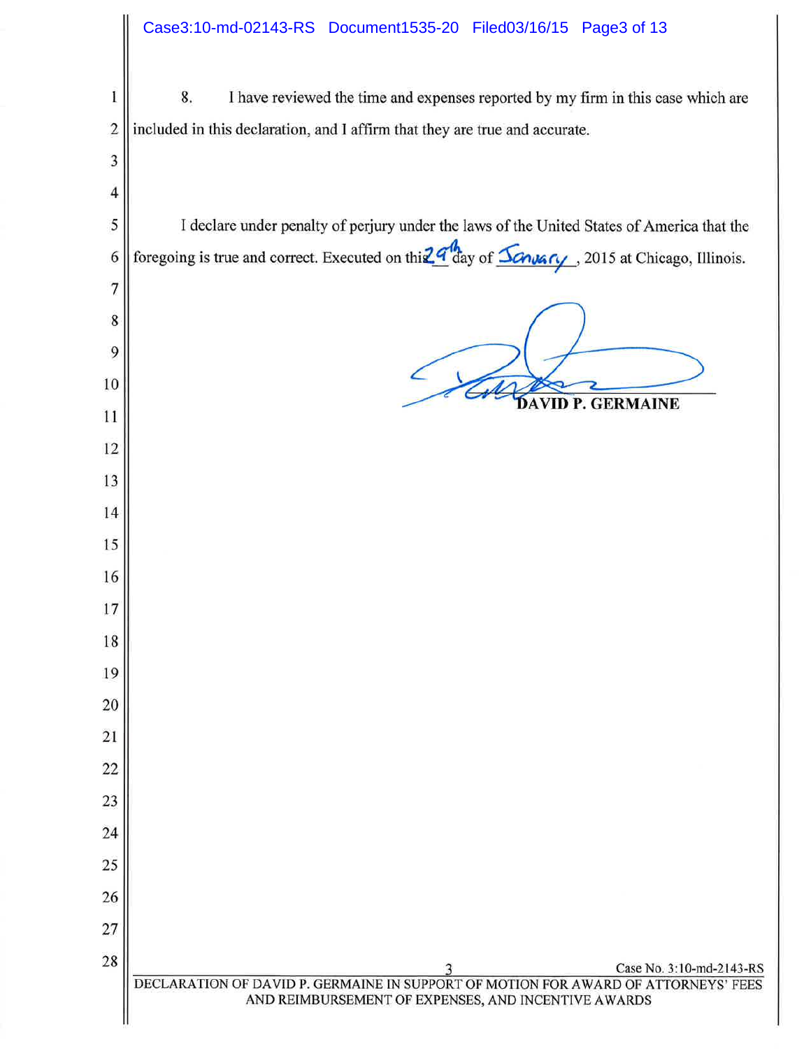8. I have reviewed the time and expenses reported by my firm in this case which are included in this declaration, and I affirm that they are true and accurate.

I declare under penalty of perjury under the laws of the United States of America that the foregoing is true and correct. Executed on this 29th day of January, 2015 at Chicago, Illinois.

DAVID P. GERMAINE

Case No. 3:10-md-2143-RS

DECLARATION OF DAVID P. GERMAINE IN SUPPORT OF MOTION FOR AWARD OF ATTORNEYS' FEES AND REIMBURSEMENT OF EXPENSES, AND INCENTIVE AWARDS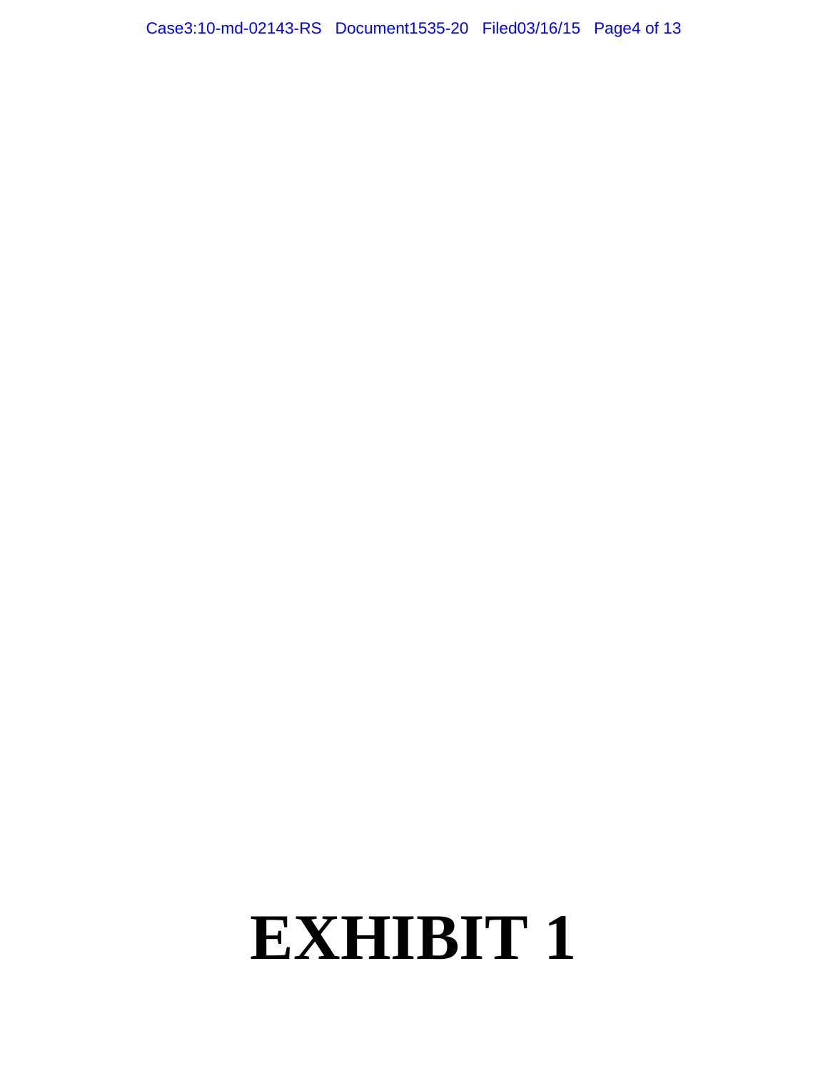# EXHIBIT 1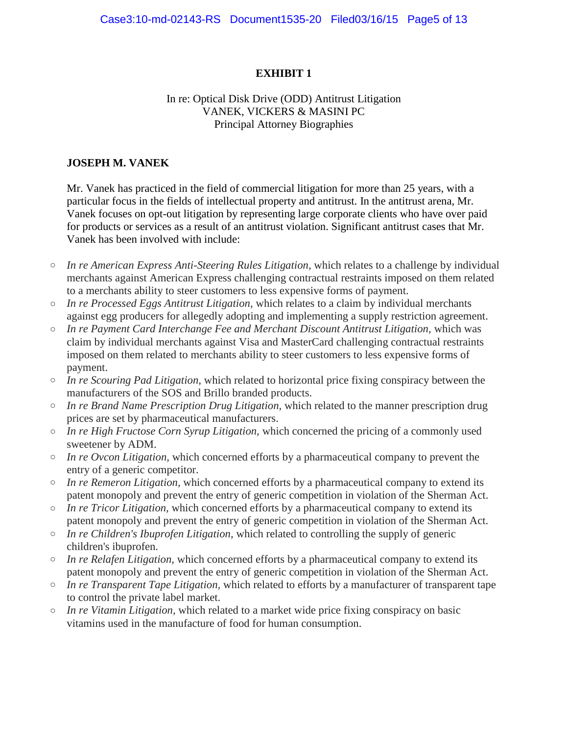# EXHIBIT 1

In re: Optical Disk Drive (ODD) Antitrust Litigation
VANEK, VICKERS & MASINI PC
Principal Attorney Biographies

## JOSEPH M. VANEK

Mr. Vanek has practiced in the field of commercial litigation for more than 25 years, with a particular focus in the fields of intellectual property and antitrust. In the antitrust arena, Mr. Vanek focuses on opt-out litigation by representing large corporate clients who have over paid for products or services as a result of an antitrust violation. Significant antitrust cases that Mr. Vanek has been involved with include:

- *In re American Express Anti-Steering Rules Litigation,* which relates to a challenge by individual merchants against American Express challenging contractual restraints imposed on them related to a merchants ability to steer customers to less expensive forms of payment.
- *In re Processed Eggs Antitrust Litigation,* which relates to a claim by individual merchants against egg producers for allegedly adopting and implementing a supply restriction agreement.
- *In re Payment Card Interchange Fee and Merchant Discount Antitrust Litigation*, which was claim by individual merchants against Visa and MasterCard challenging contractual restraints imposed on them related to merchants ability to steer customers to less expensive forms of payment.
- *In re Scouring Pad Litigation*, which related to horizontal price fixing conspiracy between the manufacturers of the SOS and Brillo branded products.
- *In re Brand Name Prescription Drug Litigation,* which related to the manner prescription drug prices are set by pharmaceutical manufacturers.
- *In re High Fructose Corn Syrup Litigation,* which concerned the pricing of a commonly used sweetener by ADM.
- *In re Ovcon Litigation*, which concerned efforts by a pharmaceutical company to prevent the entry of a generic competitor.
- *In re Remeron Litigation,* which concerned efforts by a pharmaceutical company to extend its patent monopoly and prevent the entry of generic competition in violation of the Sherman Act.
- *In re Tricor Litigation,* which concerned efforts by a pharmaceutical company to extend its patent monopoly and prevent the entry of generic competition in violation of the Sherman Act.
- *In re Children's Ibuprofen Litigation,* which related to controlling the supply of generic children's ibuprofen.
- *In re Relafen Litigation,* which concerned efforts by a pharmaceutical company to extend its patent monopoly and prevent the entry of generic competition in violation of the Sherman Act.
- *In re Transparent Tape Litigation,* which related to efforts by a manufacturer of transparent tape to control the private label market.
- *In re Vitamin Litigation,* which related to a market wide price fixing conspiracy on basic vitamins used in the manufacture of food for human consumption.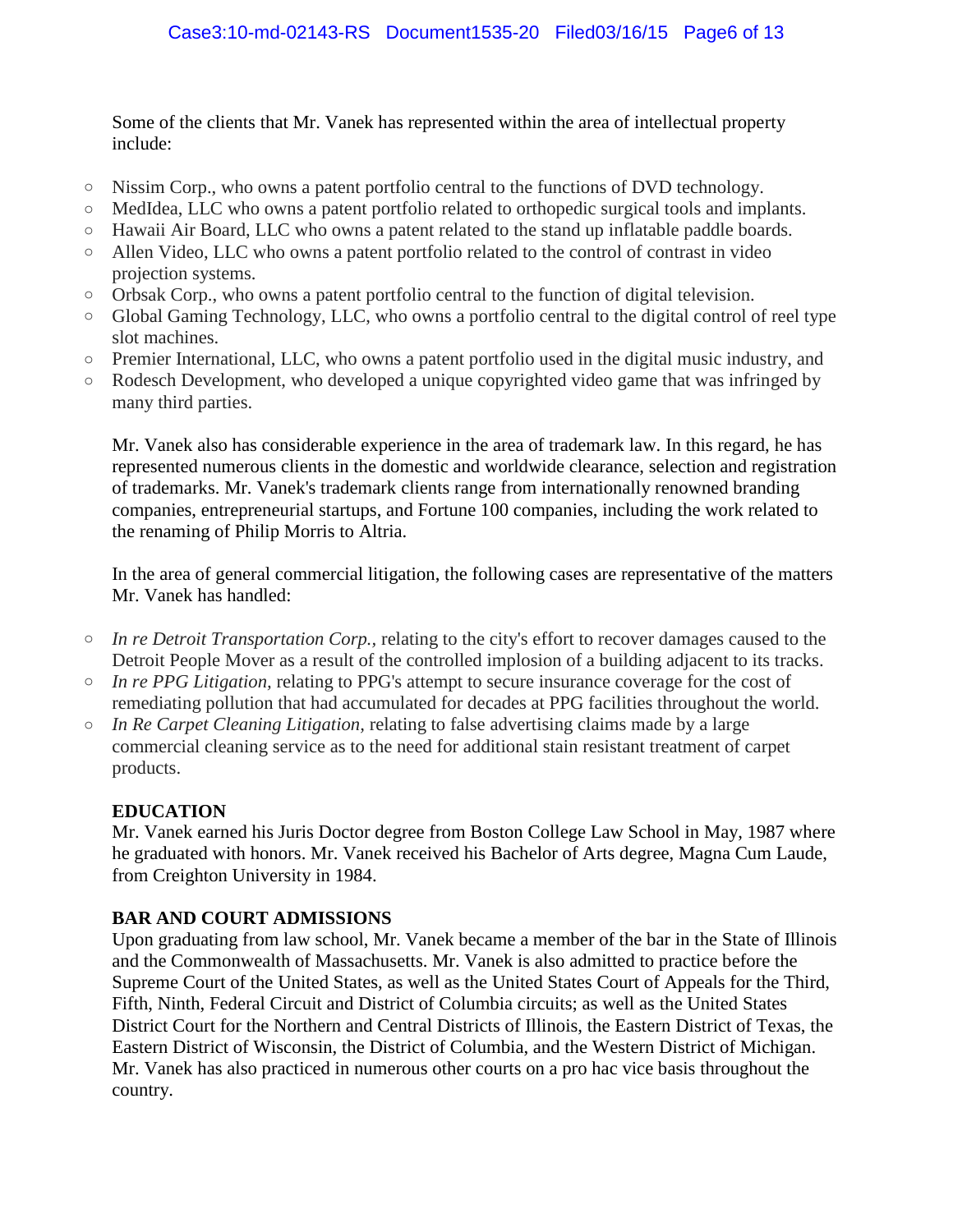Some of the clients that Mr. Vanek has represented within the area of intellectual property include:

- Nissim Corp., who owns a patent portfolio central to the functions of DVD technology.
- MedIdea, LLC who owns a patent portfolio related to orthopedic surgical tools and implants.
- Hawaii Air Board, LLC who owns a patent related to the stand up inflatable paddle boards.
- Allen Video, LLC who owns a patent portfolio related to the control of contrast in video projection systems.
- Orbsak Corp., who owns a patent portfolio central to the function of digital television.
- Global Gaming Technology, LLC, who owns a portfolio central to the digital control of reel type slot machines.
- Premier International, LLC, who owns a patent portfolio used in the digital music industry, and
- Rodesch Development, who developed a unique copyrighted video game that was infringed by many third parties.

Mr. Vanek also has considerable experience in the area of trademark law. In this regard, he has represented numerous clients in the domestic and worldwide clearance, selection and registration of trademarks. Mr. Vanek's trademark clients range from internationally renowned branding companies, entrepreneurial startups, and Fortune 100 companies, including the work related to the renaming of Philip Morris to Altria.

In the area of general commercial litigation, the following cases are representative of the matters Mr. Vanek has handled:

- *In re Detroit Transportation Corp.,* relating to the city's effort to recover damages caused to the Detroit People Mover as a result of the controlled implosion of a building adjacent to its tracks.
- *In re PPG Litigation,* relating to PPG's attempt to secure insurance coverage for the cost of remediating pollution that had accumulated for decades at PPG facilities throughout the world.
- *In Re Carpet Cleaning Litigation,* relating to false advertising claims made by a large commercial cleaning service as to the need for additional stain resistant treatment of carpet products.

**EDUCATION**

Mr. Vanek earned his Juris Doctor degree from Boston College Law School in May, 1987 where he graduated with honors. Mr. Vanek received his Bachelor of Arts degree, Magna Cum Laude, from Creighton University in 1984.

**BAR AND COURT ADMISSIONS**

Upon graduating from law school, Mr. Vanek became a member of the bar in the State of Illinois and the Commonwealth of Massachusetts. Mr. Vanek is also admitted to practice before the Supreme Court of the United States, as well as the United States Court of Appeals for the Third, Fifth, Ninth, Federal Circuit and District of Columbia circuits; as well as the United States District Court for the Northern and Central Districts of Illinois, the Eastern District of Texas, the Eastern District of Wisconsin, the District of Columbia, and the Western District of Michigan. Mr. Vanek has also practiced in numerous other courts on a pro hac vice basis throughout the country.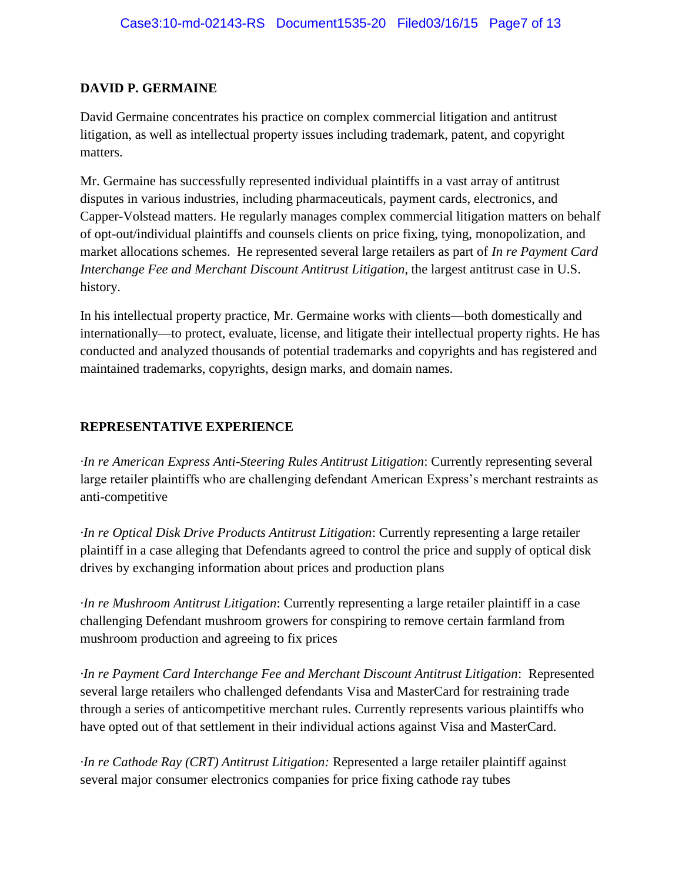## DAVID P. GERMAINE

David Germaine concentrates his practice on complex commercial litigation and antitrust litigation, as well as intellectual property issues including trademark, patent, and copyright matters.

Mr. Germaine has successfully represented individual plaintiffs in a vast array of antitrust disputes in various industries, including pharmaceuticals, payment cards, electronics, and Capper-Volstead matters. He regularly manages complex commercial litigation matters on behalf of opt-out/individual plaintiffs and counsels clients on price fixing, tying, monopolization, and market allocations schemes. He represented several large retailers as part of *In re Payment Card Interchange Fee and Merchant Discount Antitrust Litigation*, the largest antitrust case in U.S. history.

In his intellectual property practice, Mr. Germaine works with clients—both domestically and internationally—to protect, evaluate, license, and litigate their intellectual property rights. He has conducted and analyzed thousands of potential trademarks and copyrights and has registered and maintained trademarks, copyrights, design marks, and domain names.

## REPRESENTATIVE EXPERIENCE

·*In re American Express Anti-Steering Rules Antitrust Litigation*: Currently representing several large retailer plaintiffs who are challenging defendant American Express's merchant restraints as anti-competitive

·*In re Optical Disk Drive Products Antitrust Litigation*: Currently representing a large retailer plaintiff in a case alleging that Defendants agreed to control the price and supply of optical disk drives by exchanging information about prices and production plans

·*In re Mushroom Antitrust Litigation*: Currently representing a large retailer plaintiff in a case challenging Defendant mushroom growers for conspiring to remove certain farmland from mushroom production and agreeing to fix prices

·*In re Payment Card Interchange Fee and Merchant Discount Antitrust Litigation*: Represented several large retailers who challenged defendants Visa and MasterCard for restraining trade through a series of anticompetitive merchant rules. Currently represents various plaintiffs who have opted out of that settlement in their individual actions against Visa and MasterCard.

·*In re Cathode Ray (CRT) Antitrust Litigation:* Represented a large retailer plaintiff against several major consumer electronics companies for price fixing cathode ray tubes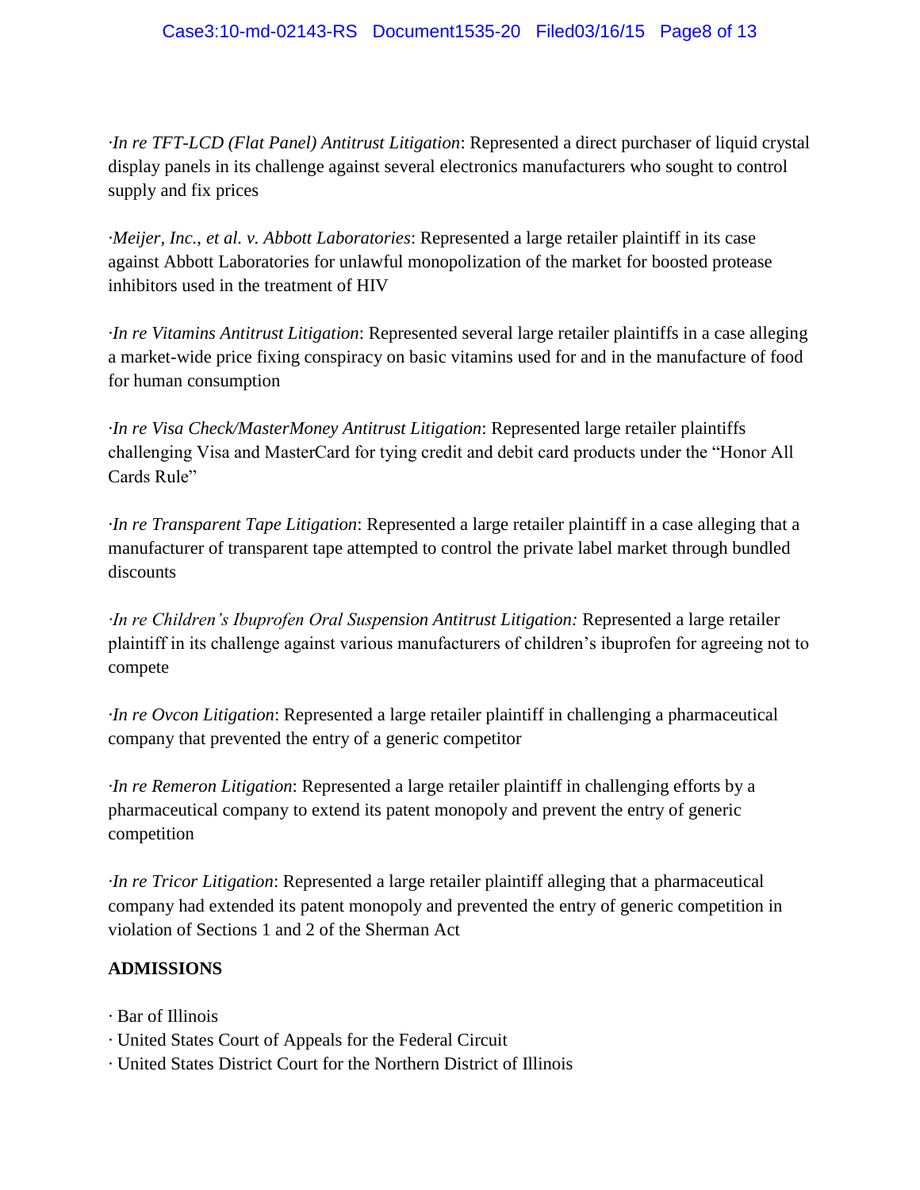·*In re TFT-LCD (Flat Panel) Antitrust Litigation*: Represented a direct purchaser of liquid crystal display panels in its challenge against several electronics manufacturers who sought to control supply and fix prices

·*Meijer, Inc., et al. v. Abbott Laboratories*: Represented a large retailer plaintiff in its case against Abbott Laboratories for unlawful monopolization of the market for boosted protease inhibitors used in the treatment of HIV

·*In re Vitamins Antitrust Litigation*: Represented several large retailer plaintiffs in a case alleging a market-wide price fixing conspiracy on basic vitamins used for and in the manufacture of food for human consumption

·*In re Visa Check/MasterMoney Antitrust Litigation*: Represented large retailer plaintiffs challenging Visa and MasterCard for tying credit and debit card products under the "Honor All Cards Rule"

·*In re Transparent Tape Litigation*: Represented a large retailer plaintiff in a case alleging that a manufacturer of transparent tape attempted to control the private label market through bundled discounts

·*In re Children's Ibuprofen Oral Suspension Antitrust Litigation:* Represented a large retailer plaintiff in its challenge against various manufacturers of children's ibuprofen for agreeing not to compete

·*In re Ovcon Litigation*: Represented a large retailer plaintiff in challenging a pharmaceutical company that prevented the entry of a generic competitor

·*In re Remeron Litigation*: Represented a large retailer plaintiff in challenging efforts by a pharmaceutical company to extend its patent monopoly and prevent the entry of generic competition

·*In re Tricor Litigation*: Represented a large retailer plaintiff alleging that a pharmaceutical company had extended its patent monopoly and prevented the entry of generic competition in violation of Sections 1 and 2 of the Sherman Act

**ADMISSIONS**

· Bar of Illinois
· United States Court of Appeals for the Federal Circuit
· United States District Court for the Northern District of Illinois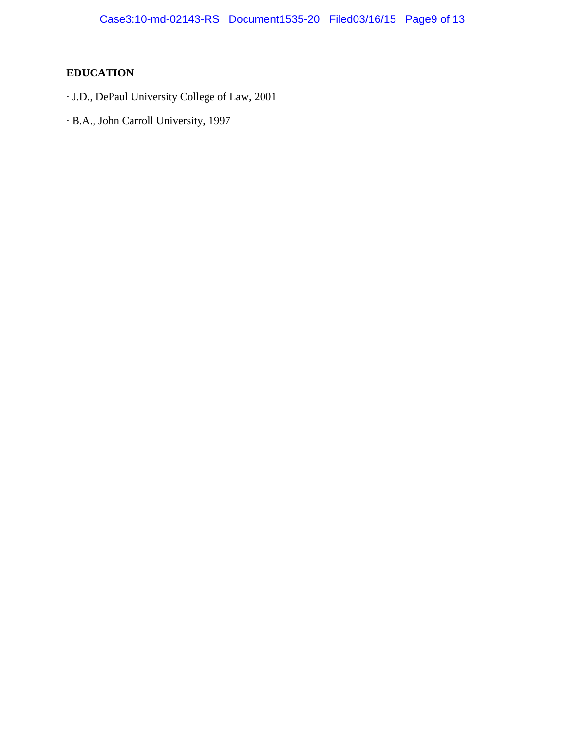**EDUCATION**

· J.D., DePaul University College of Law, 2001

· B.A., John Carroll University, 1997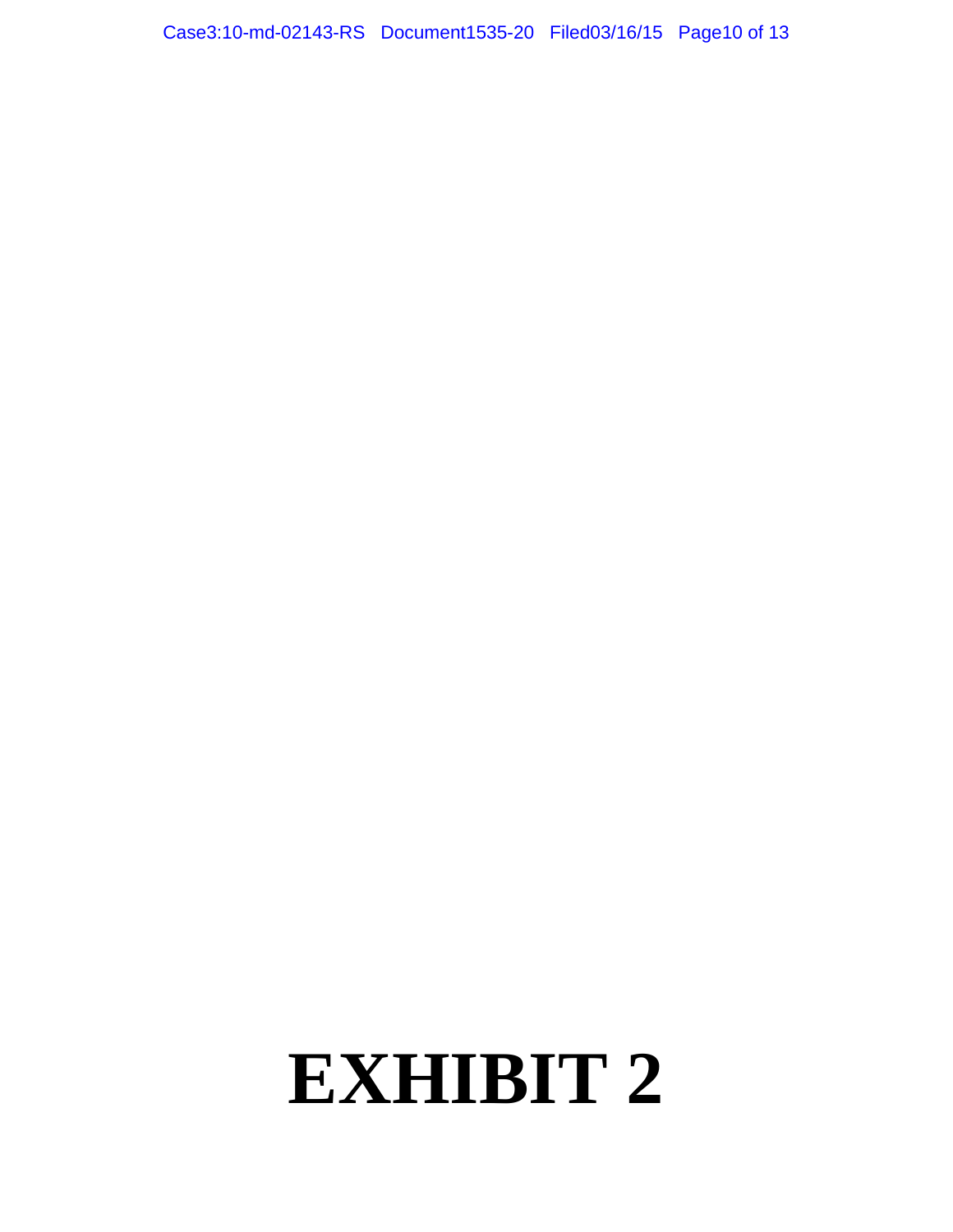# EXHIBIT 2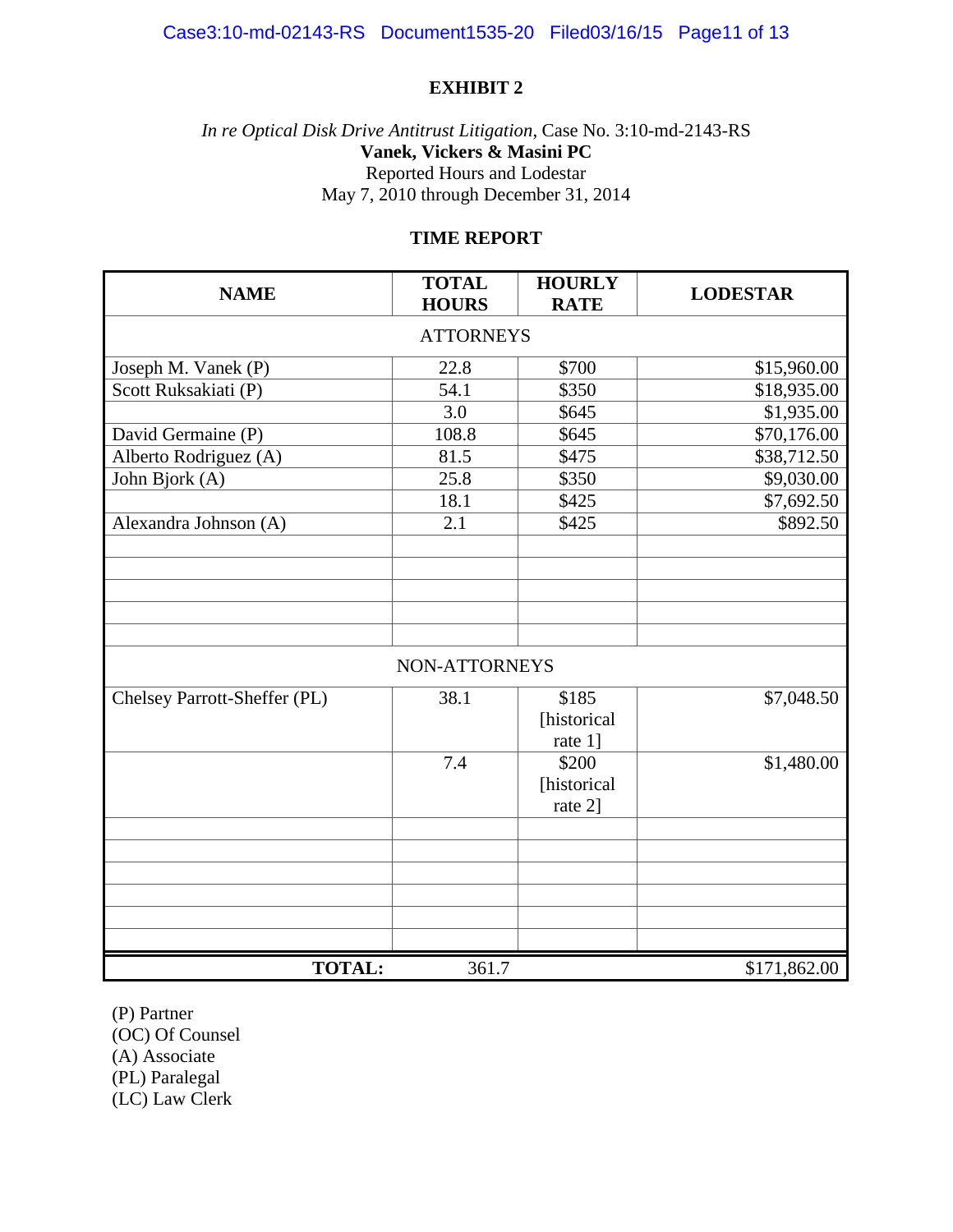**EXHIBIT 2**

*In re Optical Disk Drive Antitrust Litigation*, Case No. 3:10-md-2143-RS
**Vanek, Vickers & Masini PC**
Reported Hours and Lodestar
May 7, 2010 through December 31, 2014

**TIME REPORT**

| NAME | TOTAL HOURS | HOURLY RATE | LODESTAR |
|---|---|---|---|
| ATTORNEYS | | | |
| Joseph M. Vanek (P) | 22.8 | $700 | $15,960.00 |
| Scott Ruksakiati (P) | 54.1 | $350 | $18,935.00 |
| | 3.0 | $645 | $1,935.00 |
| David Germaine (P) | 108.8 | $645 | $70,176.00 |
| Alberto Rodriguez (A) | 81.5 | $475 | $38,712.50 |
| John Bjork (A) | 25.8 | $350 | $9,030.00 |
| | 18.1 | $425 | $7,692.50 |
| Alexandra Johnson (A) | 2.1 | $425 | $892.50 |
| | | | |
| | | | |
| | | | |
| | | | |
| | | | |
| NON-ATTORNEYS | | | |
| Chelsey Parrott-Sheffer (PL) | 38.1 | $185 [historical rate 1] | $7,048.50 |
| | 7.4 | $200 [historical rate 2] | $1,480.00 |
| | | | |
| | | | |
| | | | |
| | | | |
| | | | |
| | | | |
| **TOTAL:** | 361.7 | | $171,862.00 |

(P) Partner
(OC) Of Counsel
(A) Associate
(PL) Paralegal
(LC) Law Clerk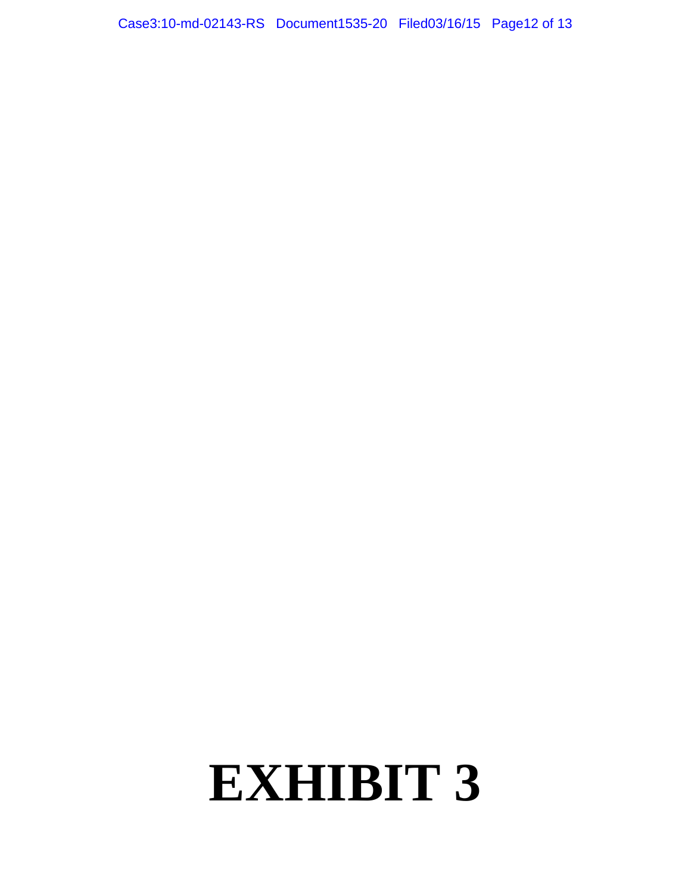# EXHIBIT 3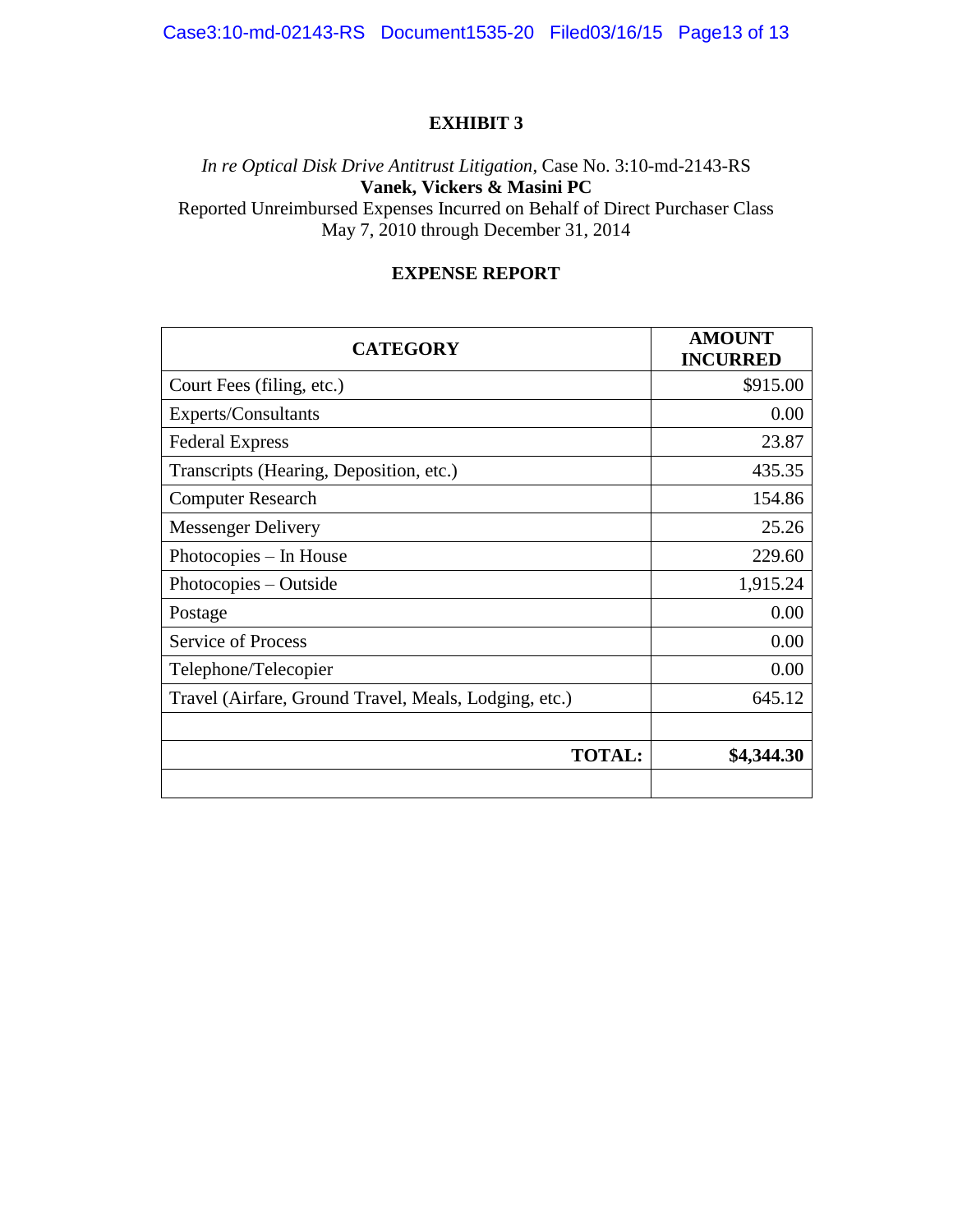**EXHIBIT 3**

*In re Optical Disk Drive Antitrust Litigation*, Case No. 3:10-md-2143-RS
**Vanek, Vickers & Masini PC**
Reported Unreimbursed Expenses Incurred on Behalf of Direct Purchaser Class
May 7, 2010 through December 31, 2014

**EXPENSE REPORT**

| CATEGORY | AMOUNT INCURRED |
|---|---|
| Court Fees (filing, etc.) | $915.00 |
| Experts/Consultants | 0.00 |
| Federal Express | 23.87 |
| Transcripts (Hearing, Deposition, etc.) | 435.35 |
| Computer Research | 154.86 |
| Messenger Delivery | 25.26 |
| Photocopies – In House | 229.60 |
| Photocopies – Outside | 1,915.24 |
| Postage | 0.00 |
| Service of Process | 0.00 |
| Telephone/Telecopier | 0.00 |
| Travel (Airfare, Ground Travel, Meals, Lodging, etc.) | 645.12 |
| | |
| **TOTAL:** | **$4,344.30** |
| | |